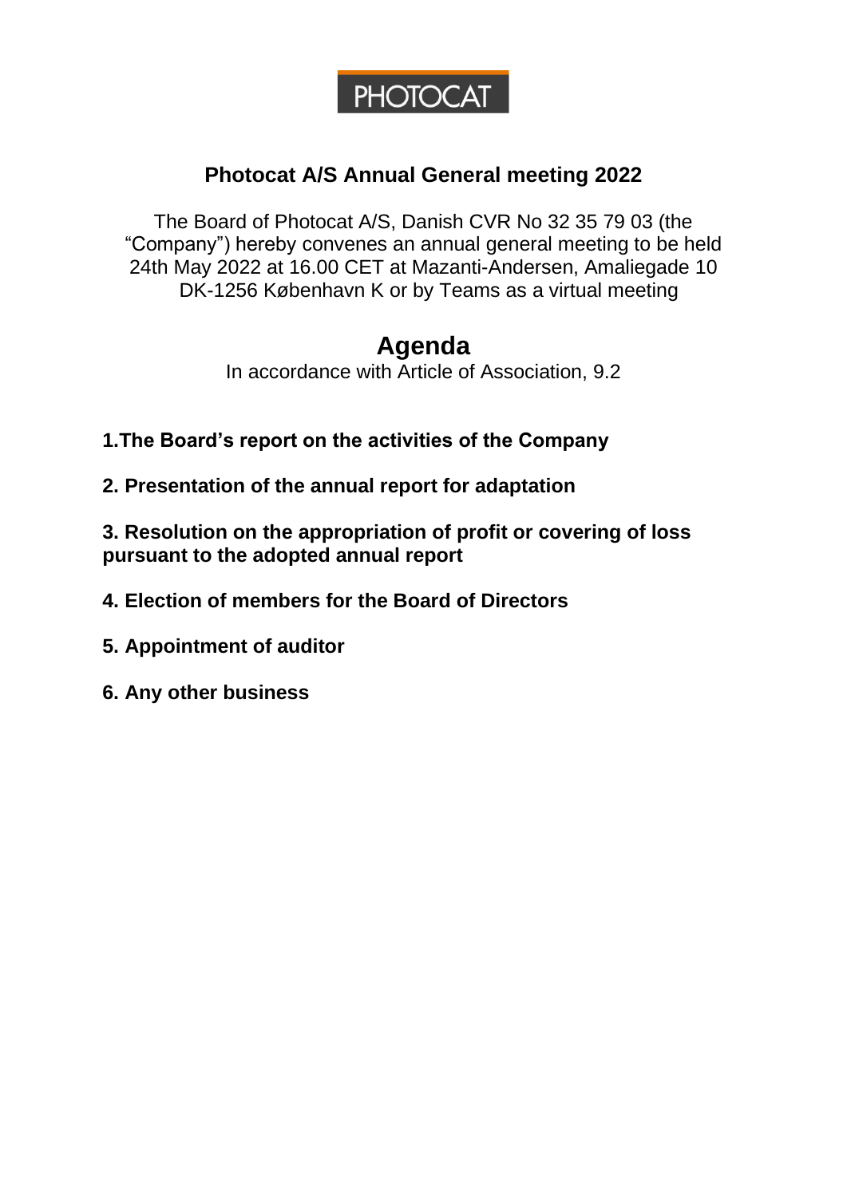PHOTOCAT

# Photocat A/S Annual General meeting 2022

The Board of Photocat A/S, Danish CVR No 32 35 79 03 (the "Company") hereby convenes an annual general meeting to be held 24th May 2022 at 16.00 CET at Mazanti-Andersen, Amaliegade 10 DK-1256 København K or by Teams as a virtual meeting

## Agenda

In accordance with Article of Association, 9.2

**1.The Board's report on the activities of the Company**

**2. Presentation of the annual report for adaptation**

**3. Resolution on the appropriation of profit or covering of loss pursuant to the adopted annual report**

**4. Election of members for the Board of Directors**

**5. Appointment of auditor**

**6. Any other business**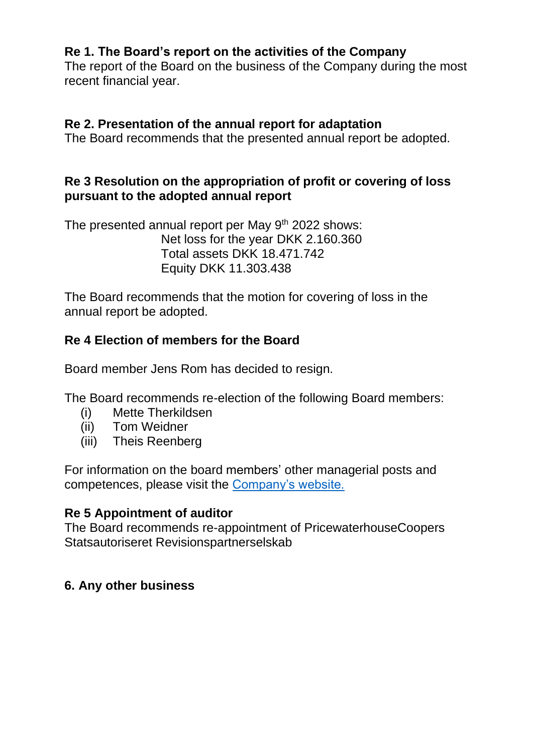**Re 1. The Board's report on the activities of the Company**
The report of the Board on the business of the Company during the most recent financial year.

**Re 2. Presentation of the annual report for adaptation**
The Board recommends that the presented annual report be adopted.

**Re 3 Resolution on the appropriation of profit or covering of loss pursuant to the adopted annual report**

The presented annual report per May 9th 2022 shows:
Net loss for the year DKK 2.160.360
Total assets DKK 18.471.742
Equity DKK 11.303.438

The Board recommends that the motion for covering of loss in the annual report be adopted.

**Re 4 Election of members for the Board**

Board member Jens Rom has decided to resign.

The Board recommends re-election of the following Board members:

(i) Mette Therkildsen
(ii) Tom Weidner
(iii) Theis Reenberg

For information on the board members' other managerial posts and competences, please visit the [Company's website.]

**Re 5 Appointment of auditor**
The Board recommends re-appointment of PricewaterhouseCoopers Statsautoriseret Revisionspartnerselskab

**6. Any other business**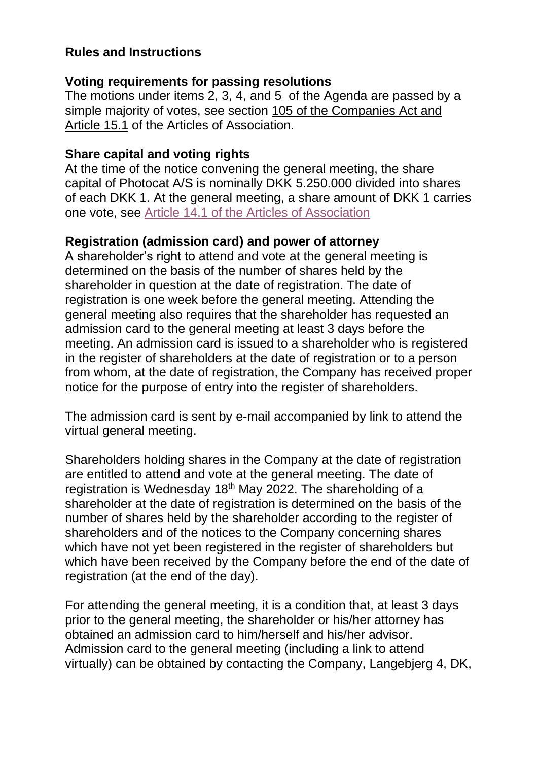## Rules and Instructions

### Voting requirements for passing resolutions

The motions under items 2, 3, 4, and 5 of the Agenda are passed by a simple majority of votes, see section 105 of the Companies Act and Article 15.1 of the Articles of Association.

### Share capital and voting rights

At the time of the notice convening the general meeting, the share capital of Photocat A/S is nominally DKK 5.250.000 divided into shares of each DKK 1. At the general meeting, a share amount of DKK 1 carries one vote, see Article 14.1 of the Articles of Association

### Registration (admission card) and power of attorney

A shareholder's right to attend and vote at the general meeting is determined on the basis of the number of shares held by the shareholder in question at the date of registration. The date of registration is one week before the general meeting. Attending the general meeting also requires that the shareholder has requested an admission card to the general meeting at least 3 days before the meeting. An admission card is issued to a shareholder who is registered in the register of shareholders at the date of registration or to a person from whom, at the date of registration, the Company has received proper notice for the purpose of entry into the register of shareholders.

The admission card is sent by e-mail accompanied by link to attend the virtual general meeting.

Shareholders holding shares in the Company at the date of registration are entitled to attend and vote at the general meeting. The date of registration is Wednesday 18th May 2022. The shareholding of a shareholder at the date of registration is determined on the basis of the number of shares held by the shareholder according to the register of shareholders and of the notices to the Company concerning shares which have not yet been registered in the register of shareholders but which have been received by the Company before the end of the date of registration (at the end of the day).

For attending the general meeting, it is a condition that, at least 3 days prior to the general meeting, the shareholder or his/her attorney has obtained an admission card to him/herself and his/her advisor. Admission card to the general meeting (including a link to attend virtually) can be obtained by contacting the Company, Langebjerg 4, DK,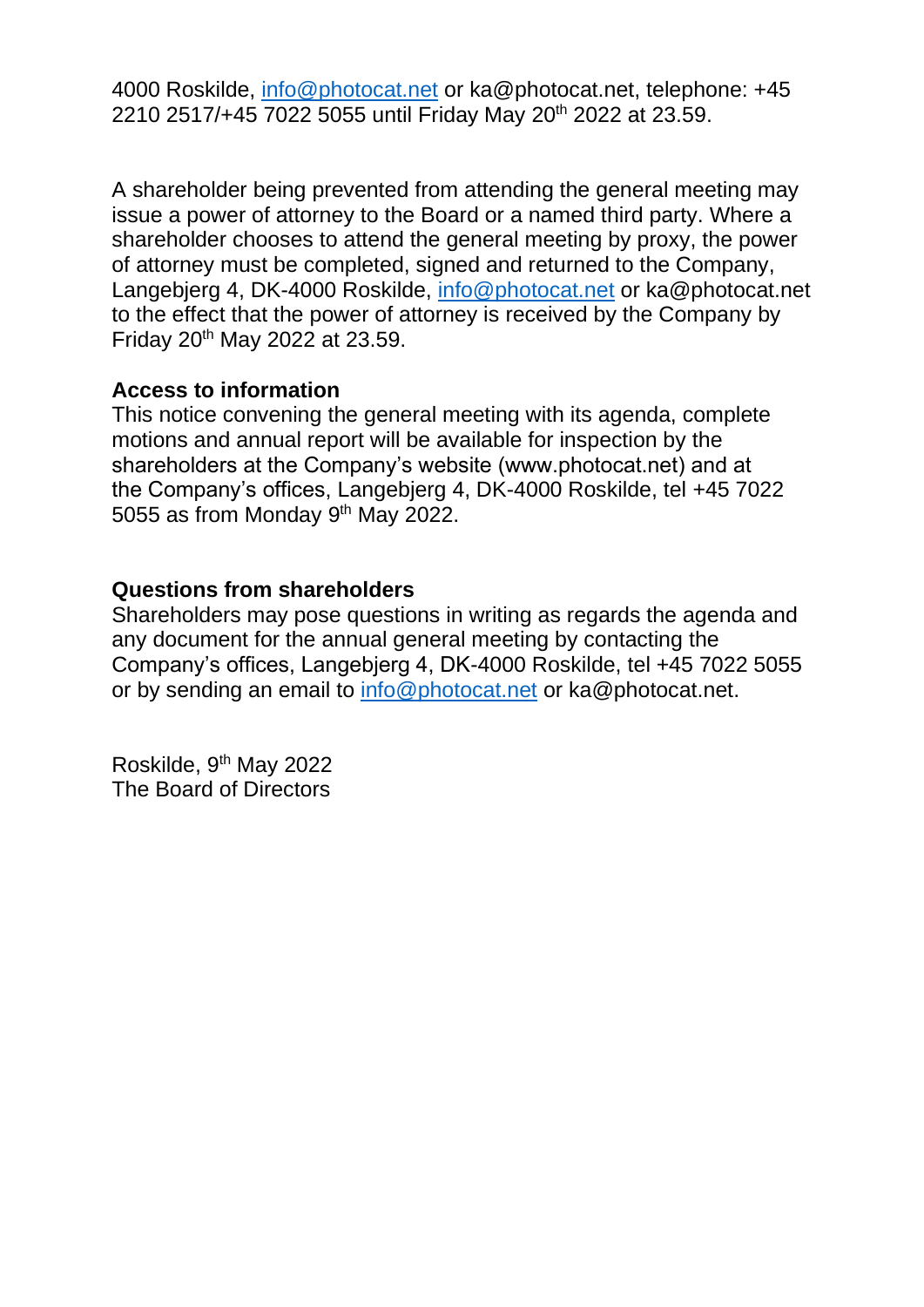4000 Roskilde, info@photocat.net or ka@photocat.net, telephone: +45 2210 2517/+45 7022 5055 until Friday May 20th 2022 at 23.59.

A shareholder being prevented from attending the general meeting may issue a power of attorney to the Board or a named third party. Where a shareholder chooses to attend the general meeting by proxy, the power of attorney must be completed, signed and returned to the Company, Langebjerg 4, DK-4000 Roskilde, info@photocat.net or ka@photocat.net to the effect that the power of attorney is received by the Company by Friday 20th May 2022 at 23.59.

**Access to information**
This notice convening the general meeting with its agenda, complete motions and annual report will be available for inspection by the shareholders at the Company's website (www.photocat.net) and at the Company's offices, Langebjerg 4, DK-4000 Roskilde, tel +45 7022 5055 as from Monday 9th May 2022.

**Questions from shareholders**
Shareholders may pose questions in writing as regards the agenda and any document for the annual general meeting by contacting the Company's offices, Langebjerg 4, DK-4000 Roskilde, tel +45 7022 5055 or by sending an email to info@photocat.net or ka@photocat.net.

Roskilde, 9th May 2022
The Board of Directors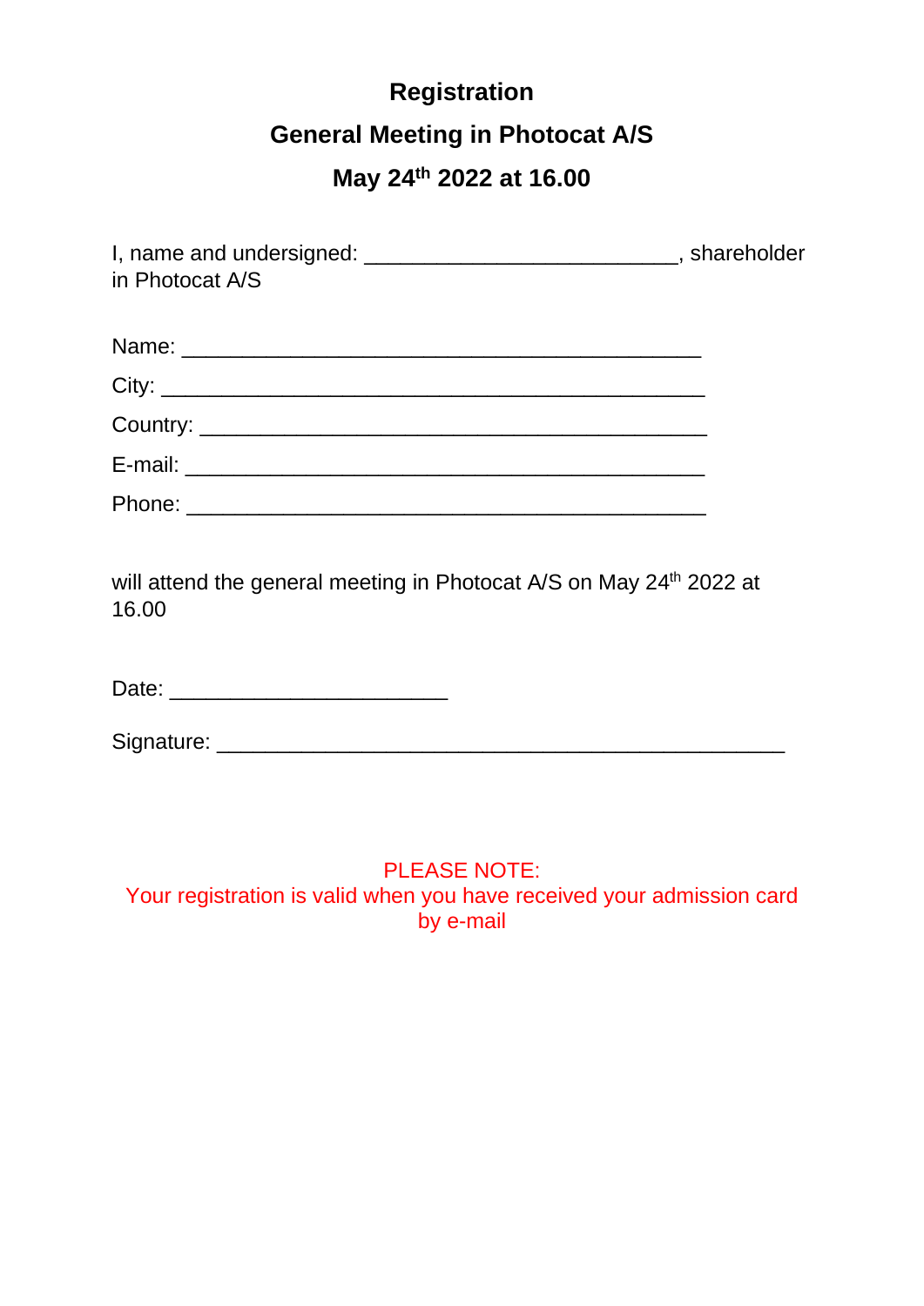# Registration

## General Meeting in Photocat A/S

## May 24th 2022 at 16.00

I, name and undersigned: __________________________, shareholder in Photocat A/S

Name: ___________________________________________

City: ____________________________________________

Country: _________________________________________

E-mail: __________________________________________

Phone: __________________________________________

will attend the general meeting in Photocat A/S on May 24th 2022 at 16.00

Date: _______________________

Signature: _______________________________________________

PLEASE NOTE:
Your registration is valid when you have received your admission card by e-mail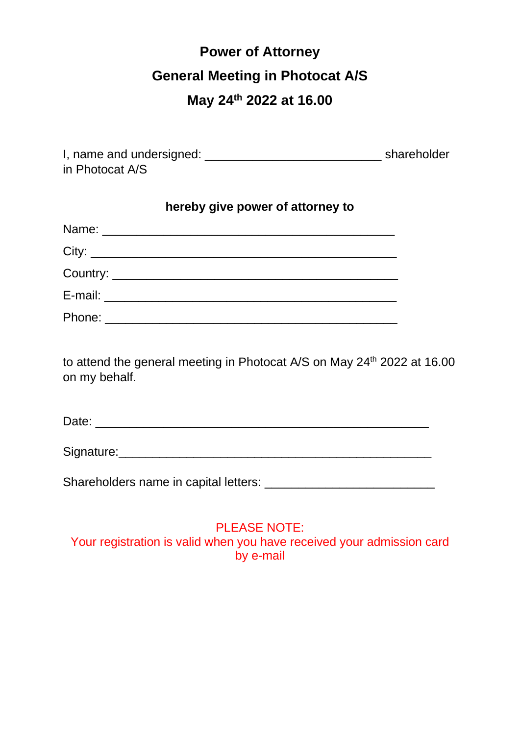# Power of Attorney

## General Meeting in Photocat A/S

## May 24th 2022 at 16.00

I, name and undersigned: __________________________ shareholder in Photocat A/S

**hereby give power of attorney to**

Name: ___________________________________________

City: ____________________________________________

Country: _________________________________________

E-mail: __________________________________________

Phone: ___________________________________________

to attend the general meeting in Photocat A/S on May 24th 2022 at 16.00 on my behalf.

Date: ___________________________________________________

Signature:_______________________________________________

Shareholders name in capital letters: _________________________

PLEASE NOTE:
Your registration is valid when you have received your admission card by e-mail